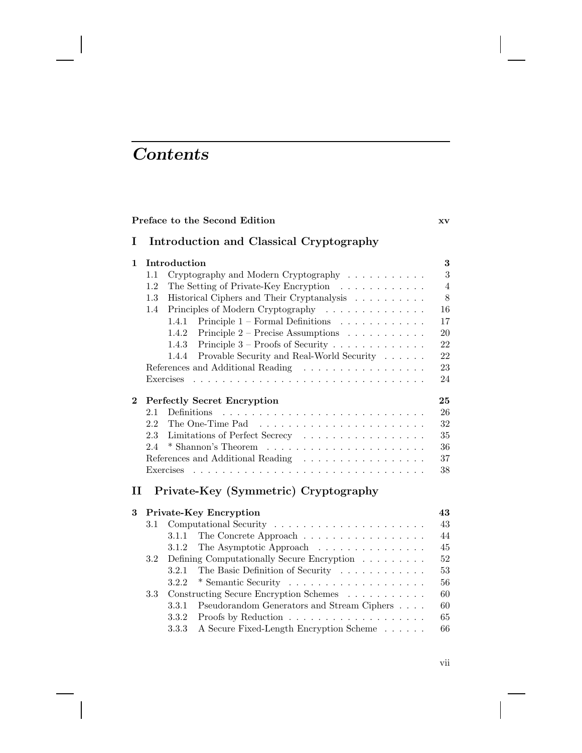# Contents

**Preface to the Second Edition** **xv**

## I Introduction and Classical Cryptography

**1 Introduction** **3**

- 1.1 Cryptography and Modern Cryptography . . . . . . . . . . . 3
- 1.2 The Setting of Private-Key Encryption . . . . . . . . . . . . 4
- 1.3 Historical Ciphers and Their Cryptanalysis . . . . . . . . . . 8
- 1.4 Principles of Modern Cryptography . . . . . . . . . . . . . . 16
  - 1.4.1 Principle 1 – Formal Definitions . . . . . . . . . . . . 17
  - 1.4.2 Principle 2 – Precise Assumptions . . . . . . . . . . . 20
  - 1.4.3 Principle 3 – Proofs of Security . . . . . . . . . . . . . 22
  - 1.4.4 Provable Security and Real-World Security . . . . . . 22
- References and Additional Reading . . . . . . . . . . . . . . . . . 23
- Exercises . . . . . . . . . . . . . . . . . . . . . . . . . . . . . . . 24

**2 Perfectly Secret Encryption** **25**

- 2.1 Definitions . . . . . . . . . . . . . . . . . . . . . . . . . . . . 26
- 2.2 The One-Time Pad . . . . . . . . . . . . . . . . . . . . . . . 32
- 2.3 Limitations of Perfect Secrecy . . . . . . . . . . . . . . . . . 35
- 2.4 * Shannon's Theorem . . . . . . . . . . . . . . . . . . . . . . 36
- References and Additional Reading . . . . . . . . . . . . . . . . . 37
- Exercises . . . . . . . . . . . . . . . . . . . . . . . . . . . . . . . 38

## II Private-Key (Symmetric) Cryptography

**3 Private-Key Encryption** **43**

- 3.1 Computational Security . . . . . . . . . . . . . . . . . . . . . 43
  - 3.1.1 The Concrete Approach . . . . . . . . . . . . . . . . . 44
  - 3.1.2 The Asymptotic Approach . . . . . . . . . . . . . . . 45
- 3.2 Defining Computationally Secure Encryption . . . . . . . . . 52
  - 3.2.1 The Basic Definition of Security . . . . . . . . . . . . 53
  - 3.2.2 * Semantic Security . . . . . . . . . . . . . . . . . . . 56
- 3.3 Constructing Secure Encryption Schemes . . . . . . . . . . . 60
  - 3.3.1 Pseudorandom Generators and Stream Ciphers . . . . 60
  - 3.3.2 Proofs by Reduction . . . . . . . . . . . . . . . . . . . 65
  - 3.3.3 A Secure Fixed-Length Encryption Scheme . . . . . . 66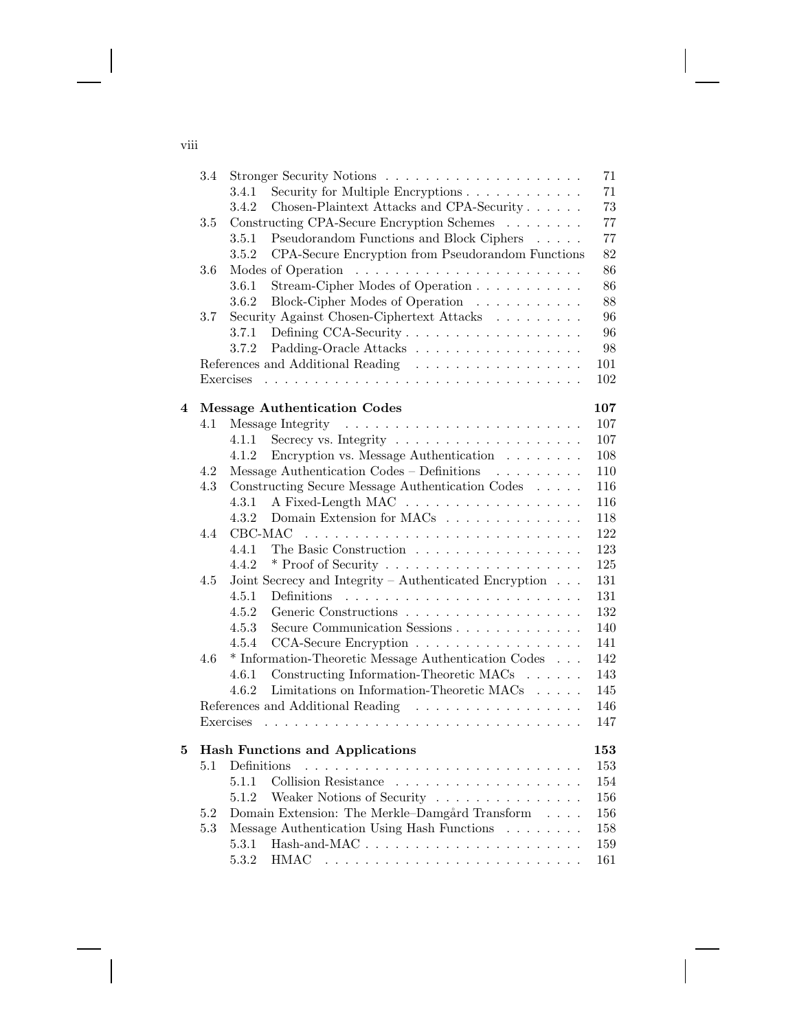| | | | |
|---|---|---|---|
| | 3.4 | Stronger Security Notions | 71 |
| | | 3.4.1 Security for Multiple Encryptions | 71 |
| | | 3.4.2 Chosen-Plaintext Attacks and CPA-Security | 73 |
| | 3.5 | Constructing CPA-Secure Encryption Schemes | 77 |
| | | 3.5.1 Pseudorandom Functions and Block Ciphers | 77 |
| | | 3.5.2 CPA-Secure Encryption from Pseudorandom Functions | 82 |
| | 3.6 | Modes of Operation | 86 |
| | | 3.6.1 Stream-Cipher Modes of Operation | 86 |
| | | 3.6.2 Block-Cipher Modes of Operation | 88 |
| | 3.7 | Security Against Chosen-Ciphertext Attacks | 96 |
| | | 3.7.1 Defining CCA-Security | 96 |
| | | 3.7.2 Padding-Oracle Attacks | 98 |
| | | References and Additional Reading | 101 |
| | | Exercises | 102 |
| **4** | | **Message Authentication Codes** | **107** |
| | 4.1 | Message Integrity | 107 |
| | | 4.1.1 Secrecy vs. Integrity | 107 |
| | | 4.1.2 Encryption vs. Message Authentication | 108 |
| | 4.2 | Message Authentication Codes – Definitions | 110 |
| | 4.3 | Constructing Secure Message Authentication Codes | 116 |
| | | 4.3.1 A Fixed-Length MAC | 116 |
| | | 4.3.2 Domain Extension for MACs | 118 |
| | 4.4 | CBC-MAC | 122 |
| | | 4.4.1 The Basic Construction | 123 |
| | | 4.4.2 * Proof of Security | 125 |
| | 4.5 | Joint Secrecy and Integrity – Authenticated Encryption | 131 |
| | | 4.5.1 Definitions | 131 |
| | | 4.5.2 Generic Constructions | 132 |
| | | 4.5.3 Secure Communication Sessions | 140 |
| | | 4.5.4 CCA-Secure Encryption | 141 |
| | 4.6 | * Information-Theoretic Message Authentication Codes | 142 |
| | | 4.6.1 Constructing Information-Theoretic MACs | 143 |
| | | 4.6.2 Limitations on Information-Theoretic MACs | 145 |
| | | References and Additional Reading | 146 |
| | | Exercises | 147 |
| **5** | | **Hash Functions and Applications** | **153** |
| | 5.1 | Definitions | 153 |
| | | 5.1.1 Collision Resistance | 154 |
| | | 5.1.2 Weaker Notions of Security | 156 |
| | 5.2 | Domain Extension: The Merkle–Damgård Transform | 156 |
| | 5.3 | Message Authentication Using Hash Functions | 158 |
| | | 5.3.1 Hash-and-MAC | 159 |
| | | 5.3.2 HMAC | 161 |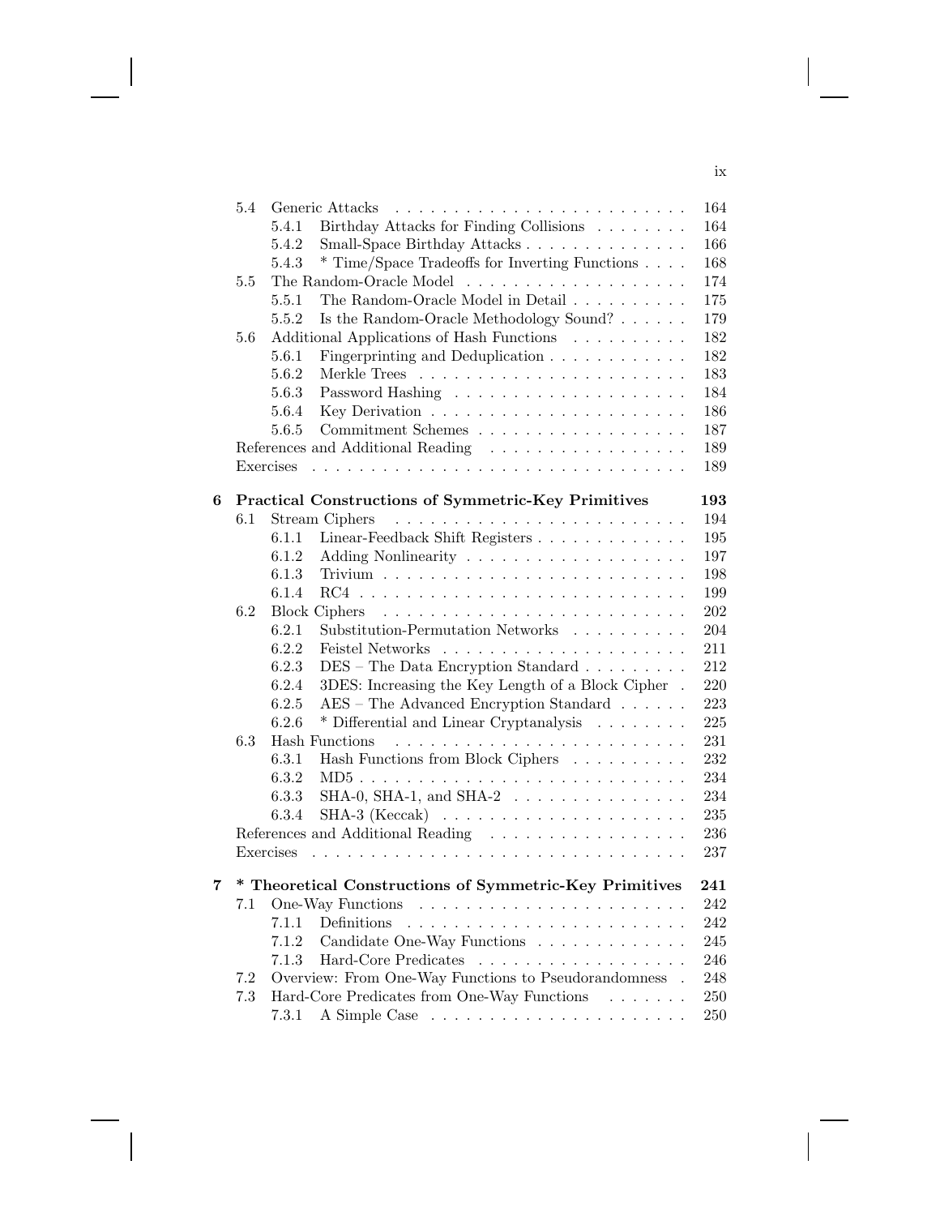| | | | |
|---|---|---|---|
| 5.4 | | Generic Attacks | 164 |
| | 5.4.1 | Birthday Attacks for Finding Collisions | 164 |
| | 5.4.2 | Small-Space Birthday Attacks | 166 |
| | 5.4.3 | * Time/Space Tradeoffs for Inverting Functions | 168 |
| 5.5 | | The Random-Oracle Model | 174 |
| | 5.5.1 | The Random-Oracle Model in Detail | 175 |
| | 5.5.2 | Is the Random-Oracle Methodology Sound? | 179 |
| 5.6 | | Additional Applications of Hash Functions | 182 |
| | 5.6.1 | Fingerprinting and Deduplication | 182 |
| | 5.6.2 | Merkle Trees | 183 |
| | 5.6.3 | Password Hashing | 184 |
| | 5.6.4 | Key Derivation | 186 |
| | 5.6.5 | Commitment Schemes | 187 |
| | | References and Additional Reading | 189 |
| | | Exercises | 189 |

**6 Practical Constructions of Symmetric-Key Primitives — 193**

| | | | |
|---|---|---|---|
| 6.1 | | Stream Ciphers | 194 |
| | 6.1.1 | Linear-Feedback Shift Registers | 195 |
| | 6.1.2 | Adding Nonlinearity | 197 |
| | 6.1.3 | Trivium | 198 |
| | 6.1.4 | RC4 | 199 |
| 6.2 | | Block Ciphers | 202 |
| | 6.2.1 | Substitution-Permutation Networks | 204 |
| | 6.2.2 | Feistel Networks | 211 |
| | 6.2.3 | DES – The Data Encryption Standard | 212 |
| | 6.2.4 | 3DES: Increasing the Key Length of a Block Cipher | 220 |
| | 6.2.5 | AES – The Advanced Encryption Standard | 223 |
| | 6.2.6 | * Differential and Linear Cryptanalysis | 225 |
| 6.3 | | Hash Functions | 231 |
| | 6.3.1 | Hash Functions from Block Ciphers | 232 |
| | 6.3.2 | MD5 | 234 |
| | 6.3.3 | SHA-0, SHA-1, and SHA-2 | 234 |
| | 6.3.4 | SHA-3 (Keccak) | 235 |
| | | References and Additional Reading | 236 |
| | | Exercises | 237 |

**7 * Theoretical Constructions of Symmetric-Key Primitives — 241**

| | | | |
|---|---|---|---|
| 7.1 | | One-Way Functions | 242 |
| | 7.1.1 | Definitions | 242 |
| | 7.1.2 | Candidate One-Way Functions | 245 |
| | 7.1.3 | Hard-Core Predicates | 246 |
| 7.2 | | Overview: From One-Way Functions to Pseudorandomness | 248 |
| 7.3 | | Hard-Core Predicates from One-Way Functions | 250 |
| | 7.3.1 | A Simple Case | 250 |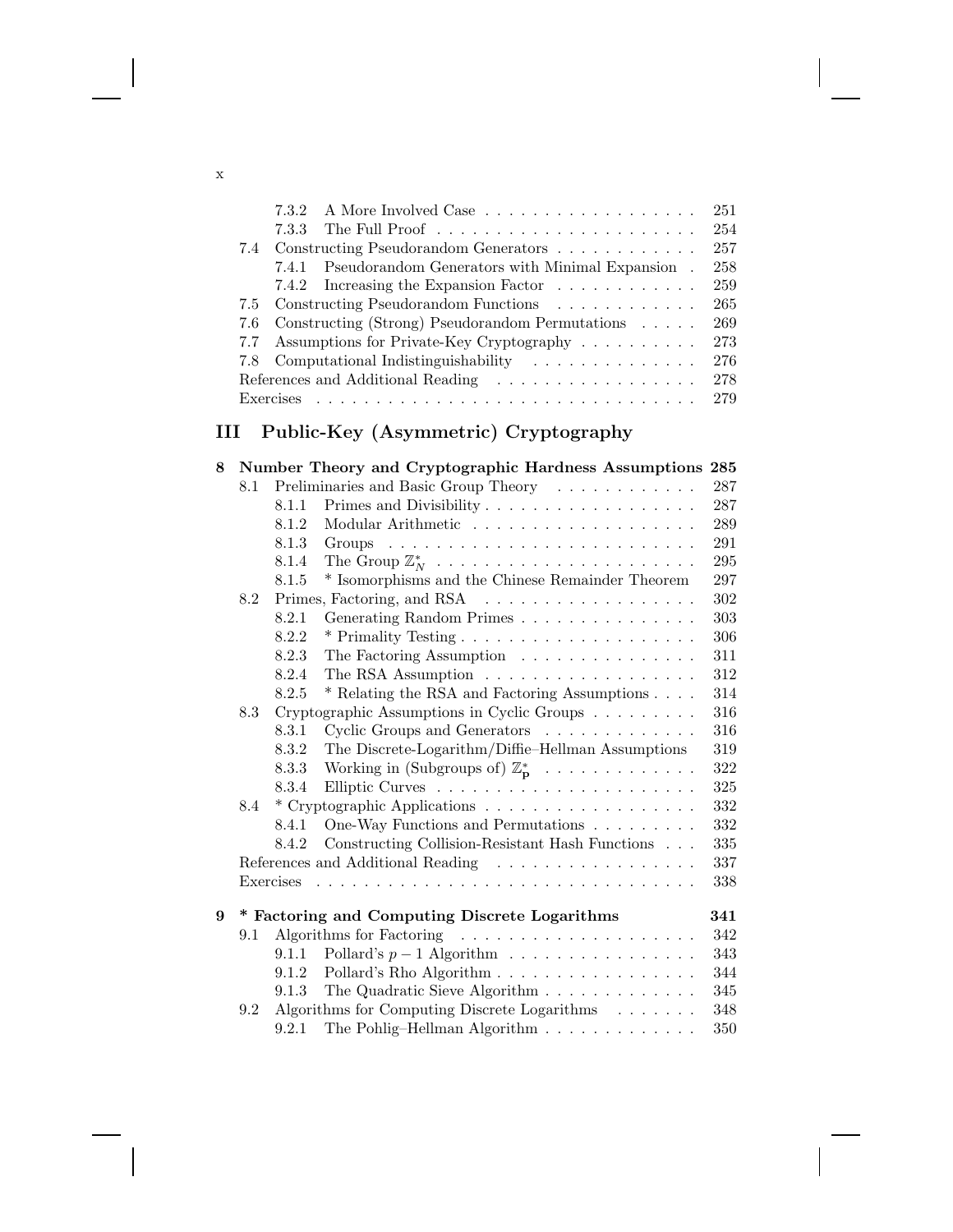- 7.3.2 A More Involved Case . . . . . . . . . . . . . . . . . . 251
- 7.3.3 The Full Proof . . . . . . . . . . . . . . . . . . . . . . 254
- 7.4 Constructing Pseudorandom Generators . . . . . . . . . . . . 257
  - 7.4.1 Pseudorandom Generators with Minimal Expansion . 258
  - 7.4.2 Increasing the Expansion Factor . . . . . . . . . . . . 259
- 7.5 Constructing Pseudorandom Functions . . . . . . . . . . . . 265
- 7.6 Constructing (Strong) Pseudorandom Permutations . . . . . 269
- 7.7 Assumptions for Private-Key Cryptography . . . . . . . . . . 273
- 7.8 Computational Indistinguishability . . . . . . . . . . . . . . 276
- References and Additional Reading . . . . . . . . . . . . . . . . . 278
- Exercises . . . . . . . . . . . . . . . . . . . . . . . . . . . . . . . 279

# III Public-Key (Asymmetric) Cryptography

**8 Number Theory and Cryptographic Hardness Assumptions 285**

- 8.1 Preliminaries and Basic Group Theory . . . . . . . . . . . . 287
  - 8.1.1 Primes and Divisibility . . . . . . . . . . . . . . . . . . 287
  - 8.1.2 Modular Arithmetic . . . . . . . . . . . . . . . . . . . 289
  - 8.1.3 Groups . . . . . . . . . . . . . . . . . . . . . . . . . . 291
  - 8.1.4 The Group $\mathbb{Z}_N^*$ . . . . . . . . . . . . . . . . . . . . . 295
  - 8.1.5 * Isomorphisms and the Chinese Remainder Theorem 297
- 8.2 Primes, Factoring, and RSA . . . . . . . . . . . . . . . . . . 302
  - 8.2.1 Generating Random Primes . . . . . . . . . . . . . . . 303
  - 8.2.2 * Primality Testing . . . . . . . . . . . . . . . . . . . . 306
  - 8.2.3 The Factoring Assumption . . . . . . . . . . . . . . . 311
  - 8.2.4 The RSA Assumption . . . . . . . . . . . . . . . . . . 312
  - 8.2.5 * Relating the RSA and Factoring Assumptions . . . . 314
- 8.3 Cryptographic Assumptions in Cyclic Groups . . . . . . . . . 316
  - 8.3.1 Cyclic Groups and Generators . . . . . . . . . . . . . 316
  - 8.3.2 The Discrete-Logarithm/Diffie–Hellman Assumptions 319
  - 8.3.3 Working in (Subgroups of) $\mathbb{Z}_p^*$ . . . . . . . . . . . . . 322
  - 8.3.4 Elliptic Curves . . . . . . . . . . . . . . . . . . . . . . 325
- 8.4 * Cryptographic Applications . . . . . . . . . . . . . . . . . . 332
  - 8.4.1 One-Way Functions and Permutations . . . . . . . . . 332
  - 8.4.2 Constructing Collision-Resistant Hash Functions . . . 335
- References and Additional Reading . . . . . . . . . . . . . . . . . 337
- Exercises . . . . . . . . . . . . . . . . . . . . . . . . . . . . . . . 338

**9 * Factoring and Computing Discrete Logarithms 341**

- 9.1 Algorithms for Factoring . . . . . . . . . . . . . . . . . . . . 342
  - 9.1.1 Pollard's $p-1$ Algorithm . . . . . . . . . . . . . . . . 343
  - 9.1.2 Pollard's Rho Algorithm . . . . . . . . . . . . . . . . . 344
  - 9.1.3 The Quadratic Sieve Algorithm . . . . . . . . . . . . . 345
- 9.2 Algorithms for Computing Discrete Logarithms . . . . . . . 348
  - 9.2.1 The Pohlig–Hellman Algorithm . . . . . . . . . . . . . 350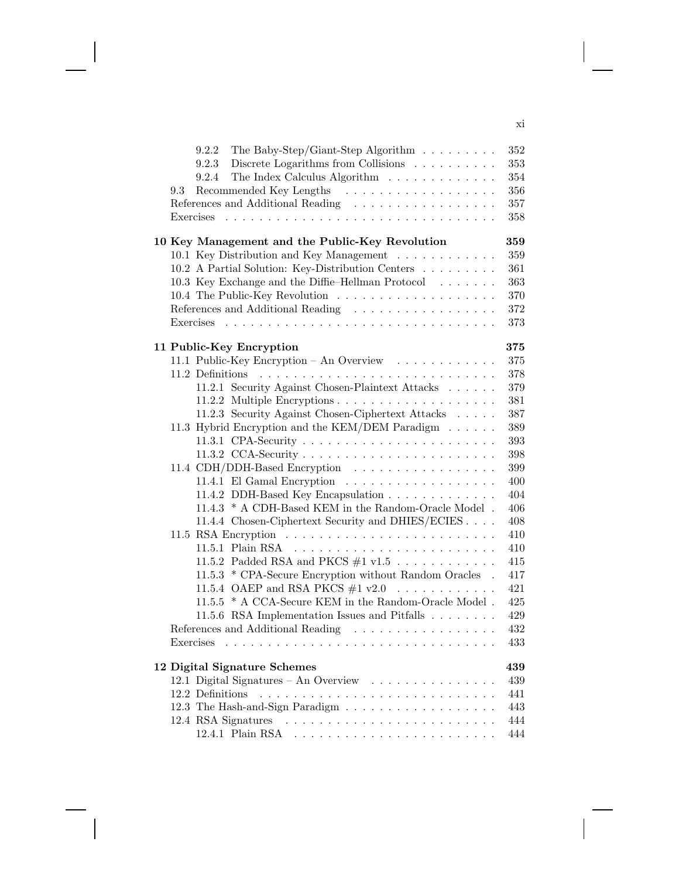| | |
|---|---|
| 9.2.2 The Baby-Step/Giant-Step Algorithm | 352 |
| 9.2.3 Discrete Logarithms from Collisions | 353 |
| 9.2.4 The Index Calculus Algorithm | 354 |
| 9.3 Recommended Key Lengths | 356 |
| References and Additional Reading | 357 |
| Exercises | 358 |
| **10 Key Management and the Public-Key Revolution** | **359** |
| 10.1 Key Distribution and Key Management | 359 |
| 10.2 A Partial Solution: Key-Distribution Centers | 361 |
| 10.3 Key Exchange and the Diffie–Hellman Protocol | 363 |
| 10.4 The Public-Key Revolution | 370 |
| References and Additional Reading | 372 |
| Exercises | 373 |
| **11 Public-Key Encryption** | **375** |
| 11.1 Public-Key Encryption – An Overview | 375 |
| 11.2 Definitions | 378 |
| 11.2.1 Security Against Chosen-Plaintext Attacks | 379 |
| 11.2.2 Multiple Encryptions | 381 |
| 11.2.3 Security Against Chosen-Ciphertext Attacks | 387 |
| 11.3 Hybrid Encryption and the KEM/DEM Paradigm | 389 |
| 11.3.1 CPA-Security | 393 |
| 11.3.2 CCA-Security | 398 |
| 11.4 CDH/DDH-Based Encryption | 399 |
| 11.4.1 El Gamal Encryption | 400 |
| 11.4.2 DDH-Based Key Encapsulation | 404 |
| 11.4.3 * A CDH-Based KEM in the Random-Oracle Model | 406 |
| 11.4.4 Chosen-Ciphertext Security and DHIES/ECIES | 408 |
| 11.5 RSA Encryption | 410 |
| 11.5.1 Plain RSA | 410 |
| 11.5.2 Padded RSA and PKCS #1 v1.5 | 415 |
| 11.5.3 * CPA-Secure Encryption without Random Oracles | 417 |
| 11.5.4 OAEP and RSA PKCS #1 v2.0 | 421 |
| 11.5.5 * A CCA-Secure KEM in the Random-Oracle Model | 425 |
| 11.5.6 RSA Implementation Issues and Pitfalls | 429 |
| References and Additional Reading | 432 |
| Exercises | 433 |
| **12 Digital Signature Schemes** | **439** |
| 12.1 Digital Signatures – An Overview | 439 |
| 12.2 Definitions | 441 |
| 12.3 The Hash-and-Sign Paradigm | 443 |
| 12.4 RSA Signatures | 444 |
| 12.4.1 Plain RSA | 444 |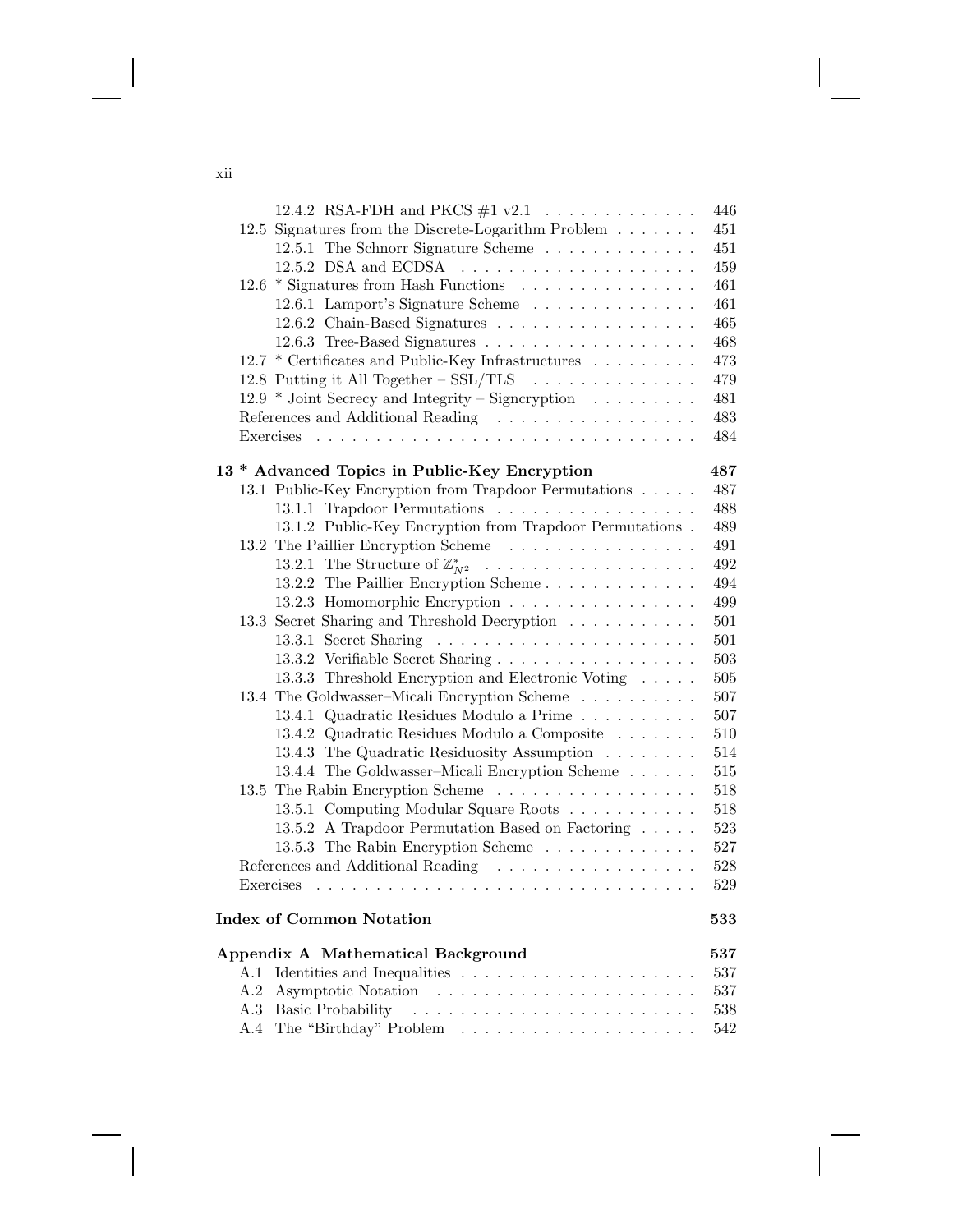- 12.4.2 RSA-FDH and PKCS #1 v2.1 . . . . . . . . . . . . . 446
- 12.5 Signatures from the Discrete-Logarithm Problem . . . . . . . 451
  - 12.5.1 The Schnorr Signature Scheme . . . . . . . . . . . . . 451
  - 12.5.2 DSA and ECDSA . . . . . . . . . . . . . . . . . . . . 459
- 12.6 * Signatures from Hash Functions . . . . . . . . . . . . . . . 461
  - 12.6.1 Lamport's Signature Scheme . . . . . . . . . . . . . . 461
  - 12.6.2 Chain-Based Signatures . . . . . . . . . . . . . . . . . 465
  - 12.6.3 Tree-Based Signatures . . . . . . . . . . . . . . . . . . 468
- 12.7 * Certificates and Public-Key Infrastructures . . . . . . . . . 473
- 12.8 Putting it All Together – SSL/TLS . . . . . . . . . . . . . . 479
- 12.9 * Joint Secrecy and Integrity – Signcryption . . . . . . . . . 481
- References and Additional Reading . . . . . . . . . . . . . . . . . 483
- Exercises . . . . . . . . . . . . . . . . . . . . . . . . . . . . . . . 484

**13 * Advanced Topics in Public-Key Encryption 487**

- 13.1 Public-Key Encryption from Trapdoor Permutations . . . . . 487
  - 13.1.1 Trapdoor Permutations . . . . . . . . . . . . . . . . . 488
  - 13.1.2 Public-Key Encryption from Trapdoor Permutations . 489
- 13.2 The Paillier Encryption Scheme . . . . . . . . . . . . . . . . 491
  - 13.2.1 The Structure of $\mathbb{Z}^*_{N^2}$ . . . . . . . . . . . . . . . . . . 492
  - 13.2.2 The Paillier Encryption Scheme . . . . . . . . . . . . . 494
  - 13.2.3 Homomorphic Encryption . . . . . . . . . . . . . . . . 499
- 13.3 Secret Sharing and Threshold Decryption . . . . . . . . . . . 501
  - 13.3.1 Secret Sharing . . . . . . . . . . . . . . . . . . . . . . 501
  - 13.3.2 Verifiable Secret Sharing . . . . . . . . . . . . . . . . . 503
  - 13.3.3 Threshold Encryption and Electronic Voting . . . . . 505
- 13.4 The Goldwasser–Micali Encryption Scheme . . . . . . . . . . 507
  - 13.4.1 Quadratic Residues Modulo a Prime . . . . . . . . . . 507
  - 13.4.2 Quadratic Residues Modulo a Composite . . . . . . . 510
  - 13.4.3 The Quadratic Residuosity Assumption . . . . . . . . 514
  - 13.4.4 The Goldwasser–Micali Encryption Scheme . . . . . . 515
- 13.5 The Rabin Encryption Scheme . . . . . . . . . . . . . . . . . 518
  - 13.5.1 Computing Modular Square Roots . . . . . . . . . . . 518
  - 13.5.2 A Trapdoor Permutation Based on Factoring . . . . . 523
  - 13.5.3 The Rabin Encryption Scheme . . . . . . . . . . . . . 527
- References and Additional Reading . . . . . . . . . . . . . . . . . 528
- Exercises . . . . . . . . . . . . . . . . . . . . . . . . . . . . . . . 529

**Index of Common Notation 533**

**Appendix A Mathematical Background 537**

- A.1 Identities and Inequalities . . . . . . . . . . . . . . . . . . . . 537
- A.2 Asymptotic Notation . . . . . . . . . . . . . . . . . . . . . . . 537
- A.3 Basic Probability . . . . . . . . . . . . . . . . . . . . . . . . . 538
- A.4 The "Birthday" Problem . . . . . . . . . . . . . . . . . . . . . 542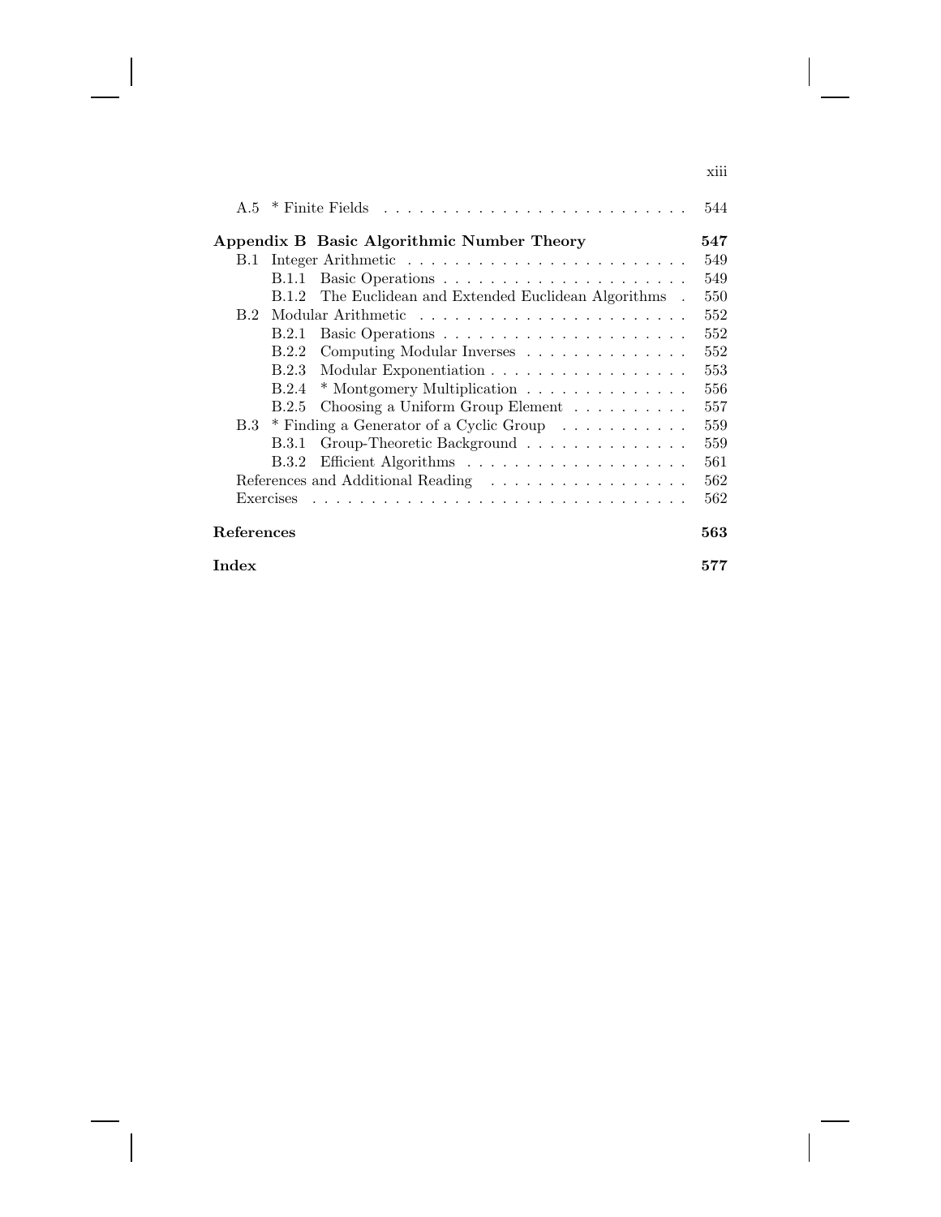A.5 * Finite Fields . . . . . . . . . . . . . . . . . . . . . . . . . 544

**Appendix B Basic Algorithmic Number Theory** **547**

B.1 Integer Arithmetic . . . . . . . . . . . . . . . . . . . . . . . . 549

B.1.1 Basic Operations . . . . . . . . . . . . . . . . . . . . . 549

B.1.2 The Euclidean and Extended Euclidean Algorithms . 550

B.2 Modular Arithmetic . . . . . . . . . . . . . . . . . . . . . . . 552

B.2.1 Basic Operations . . . . . . . . . . . . . . . . . . . . . 552

B.2.2 Computing Modular Inverses . . . . . . . . . . . . . . 552

B.2.3 Modular Exponentiation . . . . . . . . . . . . . . . . . 553

B.2.4 * Montgomery Multiplication . . . . . . . . . . . . . . 556

B.2.5 Choosing a Uniform Group Element . . . . . . . . . . 557

B.3 * Finding a Generator of a Cyclic Group . . . . . . . . . . . 559

B.3.1 Group-Theoretic Background . . . . . . . . . . . . . . 559

B.3.2 Efficient Algorithms . . . . . . . . . . . . . . . . . . . 561

References and Additional Reading . . . . . . . . . . . . . . . . . 562

Exercises . . . . . . . . . . . . . . . . . . . . . . . . . . . . . . . 562

**References** **563**

**Index** **577**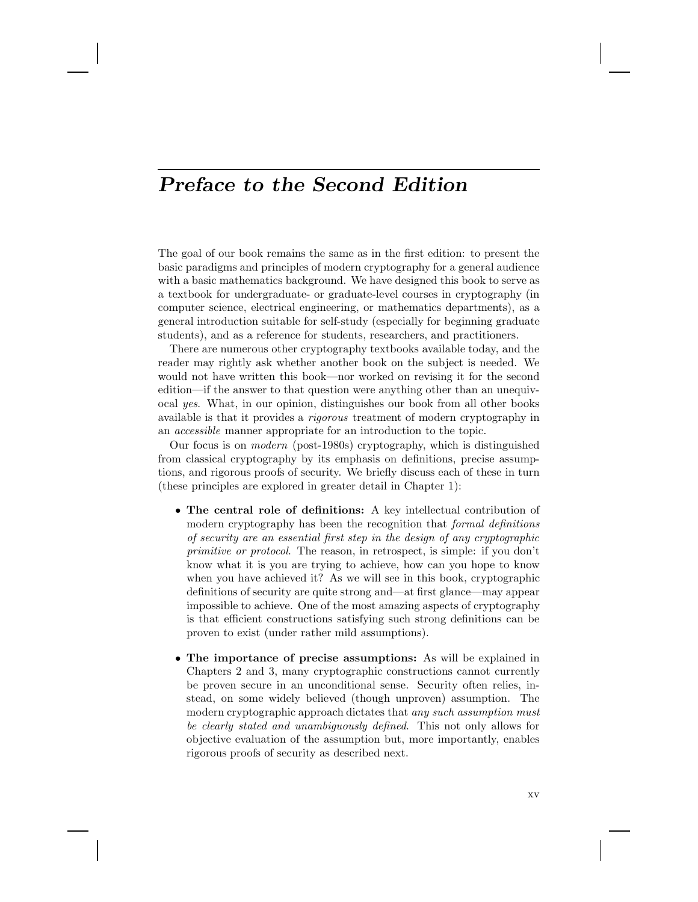# Preface to the Second Edition

The goal of our book remains the same as in the first edition: to present the basic paradigms and principles of modern cryptography for a general audience with a basic mathematics background. We have designed this book to serve as a textbook for undergraduate- or graduate-level courses in cryptography (in computer science, electrical engineering, or mathematics departments), as a general introduction suitable for self-study (especially for beginning graduate students), and as a reference for students, researchers, and practitioners.

There are numerous other cryptography textbooks available today, and the reader may rightly ask whether another book on the subject is needed. We would not have written this book—nor worked on revising it for the second edition—if the answer to that question were anything other than an unequivocal *yes*. What, in our opinion, distinguishes our book from all other books available is that it provides a *rigorous* treatment of modern cryptography in an *accessible* manner appropriate for an introduction to the topic.

Our focus is on *modern* (post-1980s) cryptography, which is distinguished from classical cryptography by its emphasis on definitions, precise assumptions, and rigorous proofs of security. We briefly discuss each of these in turn (these principles are explored in greater detail in Chapter 1):

- **The central role of definitions:** A key intellectual contribution of modern cryptography has been the recognition that *formal definitions of security are an essential first step in the design of any cryptographic primitive or protocol*. The reason, in retrospect, is simple: if you don't know what it is you are trying to achieve, how can you hope to know when you have achieved it? As we will see in this book, cryptographic definitions of security are quite strong and—at first glance—may appear impossible to achieve. One of the most amazing aspects of cryptography is that efficient constructions satisfying such strong definitions can be proven to exist (under rather mild assumptions).

- **The importance of precise assumptions:** As will be explained in Chapters 2 and 3, many cryptographic constructions cannot currently be proven secure in an unconditional sense. Security often relies, instead, on some widely believed (though unproven) assumption. The modern cryptographic approach dictates that *any such assumption must be clearly stated and unambiguously defined*. This not only allows for objective evaluation of the assumption but, more importantly, enables rigorous proofs of security as described next.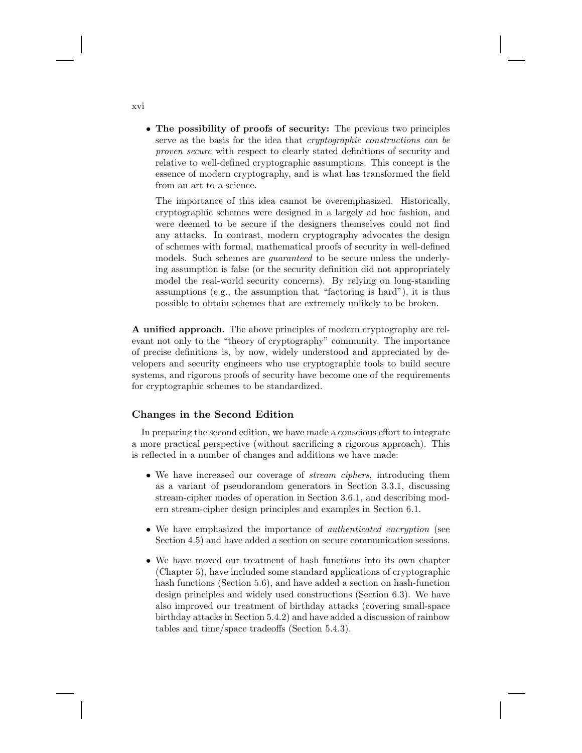- **The possibility of proofs of security:** The previous two principles serve as the basis for the idea that *cryptographic constructions can be proven secure* with respect to clearly stated definitions of security and relative to well-defined cryptographic assumptions. This concept is the essence of modern cryptography, and is what has transformed the field from an art to a science.

  The importance of this idea cannot be overemphasized. Historically, cryptographic schemes were designed in a largely ad hoc fashion, and were deemed to be secure if the designers themselves could not find any attacks. In contrast, modern cryptography advocates the design of schemes with formal, mathematical proofs of security in well-defined models. Such schemes are *guaranteed* to be secure unless the underlying assumption is false (or the security definition did not appropriately model the real-world security concerns). By relying on long-standing assumptions (e.g., the assumption that "factoring is hard"), it is thus possible to obtain schemes that are extremely unlikely to be broken.

**A unified approach.** The above principles of modern cryptography are relevant not only to the "theory of cryptography" community. The importance of precise definitions is, by now, widely understood and appreciated by developers and security engineers who use cryptographic tools to build secure systems, and rigorous proofs of security have become one of the requirements for cryptographic schemes to be standardized.

### Changes in the Second Edition

In preparing the second edition, we have made a conscious effort to integrate a more practical perspective (without sacrificing a rigorous approach). This is reflected in a number of changes and additions we have made:

- We have increased our coverage of *stream ciphers*, introducing them as a variant of pseudorandom generators in Section 3.3.1, discussing stream-cipher modes of operation in Section 3.6.1, and describing modern stream-cipher design principles and examples in Section 6.1.

- We have emphasized the importance of *authenticated encryption* (see Section 4.5) and have added a section on secure communication sessions.

- We have moved our treatment of hash functions into its own chapter (Chapter 5), have included some standard applications of cryptographic hash functions (Section 5.6), and have added a section on hash-function design principles and widely used constructions (Section 6.3). We have also improved our treatment of birthday attacks (covering small-space birthday attacks in Section 5.4.2) and have added a discussion of rainbow tables and time/space tradeoffs (Section 5.4.3).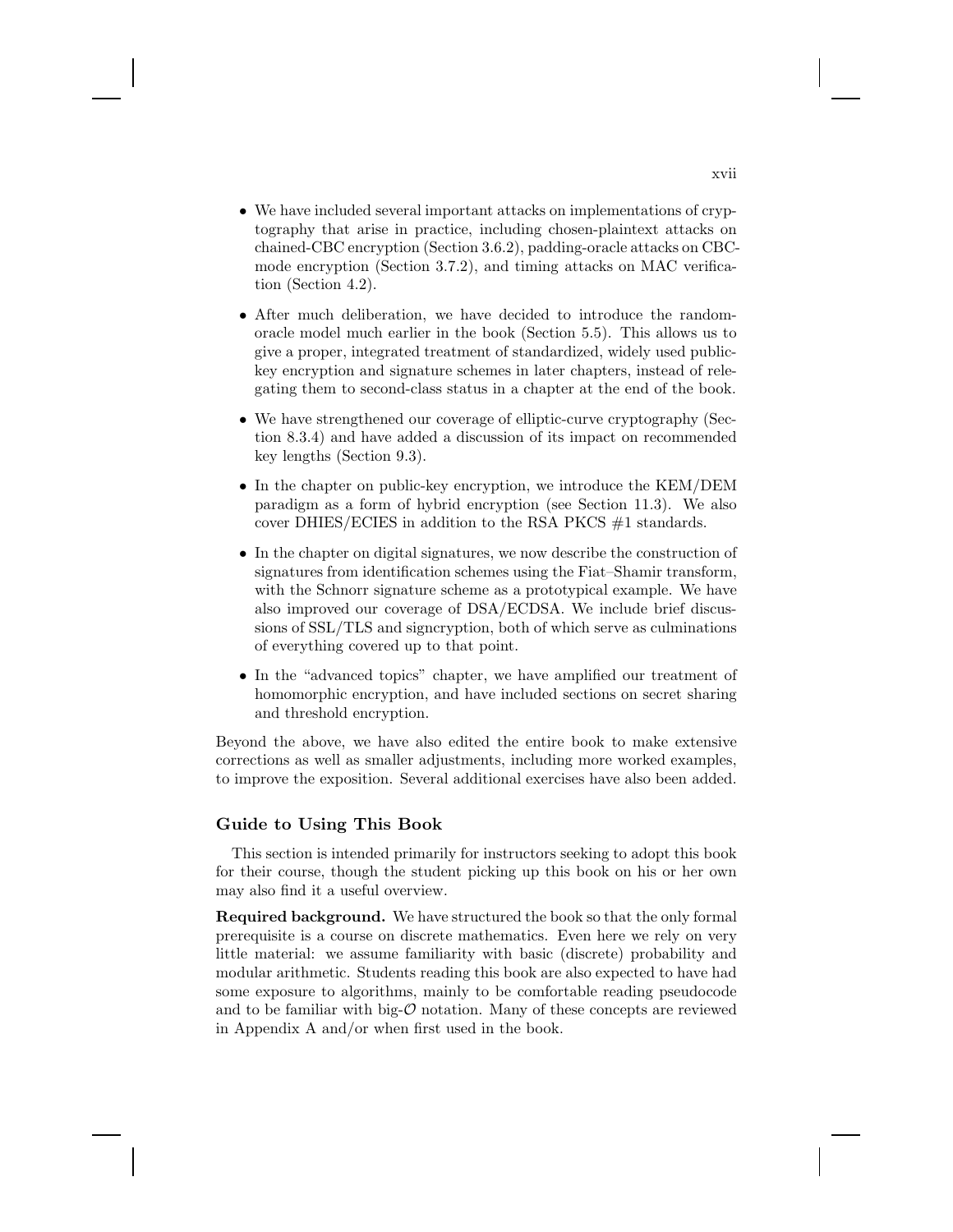- We have included several important attacks on implementations of cryptography that arise in practice, including chosen-plaintext attacks on chained-CBC encryption (Section 3.6.2), padding-oracle attacks on CBC-mode encryption (Section 3.7.2), and timing attacks on MAC verification (Section 4.2).

- After much deliberation, we have decided to introduce the random-oracle model much earlier in the book (Section 5.5). This allows us to give a proper, integrated treatment of standardized, widely used public-key encryption and signature schemes in later chapters, instead of relegating them to second-class status in a chapter at the end of the book.

- We have strengthened our coverage of elliptic-curve cryptography (Section 8.3.4) and have added a discussion of its impact on recommended key lengths (Section 9.3).

- In the chapter on public-key encryption, we introduce the KEM/DEM paradigm as a form of hybrid encryption (see Section 11.3). We also cover DHIES/ECIES in addition to the RSA PKCS #1 standards.

- In the chapter on digital signatures, we now describe the construction of signatures from identification schemes using the Fiat–Shamir transform, with the Schnorr signature scheme as a prototypical example. We have also improved our coverage of DSA/ECDSA. We include brief discussions of SSL/TLS and signcryption, both of which serve as culminations of everything covered up to that point.

- In the "advanced topics" chapter, we have amplified our treatment of homomorphic encryption, and have included sections on secret sharing and threshold encryption.

Beyond the above, we have also edited the entire book to make extensive corrections as well as smaller adjustments, including more worked examples, to improve the exposition. Several additional exercises have also been added.

### Guide to Using This Book

This section is intended primarily for instructors seeking to adopt this book for their course, though the student picking up this book on his or her own may also find it a useful overview.

**Required background.** We have structured the book so that the only formal prerequisite is a course on discrete mathematics. Even here we rely on very little material: we assume familiarity with basic (discrete) probability and modular arithmetic. Students reading this book are also expected to have had some exposure to algorithms, mainly to be comfortable reading pseudocode and to be familiar with big-$\mathcal{O}$ notation. Many of these concepts are reviewed in Appendix A and/or when first used in the book.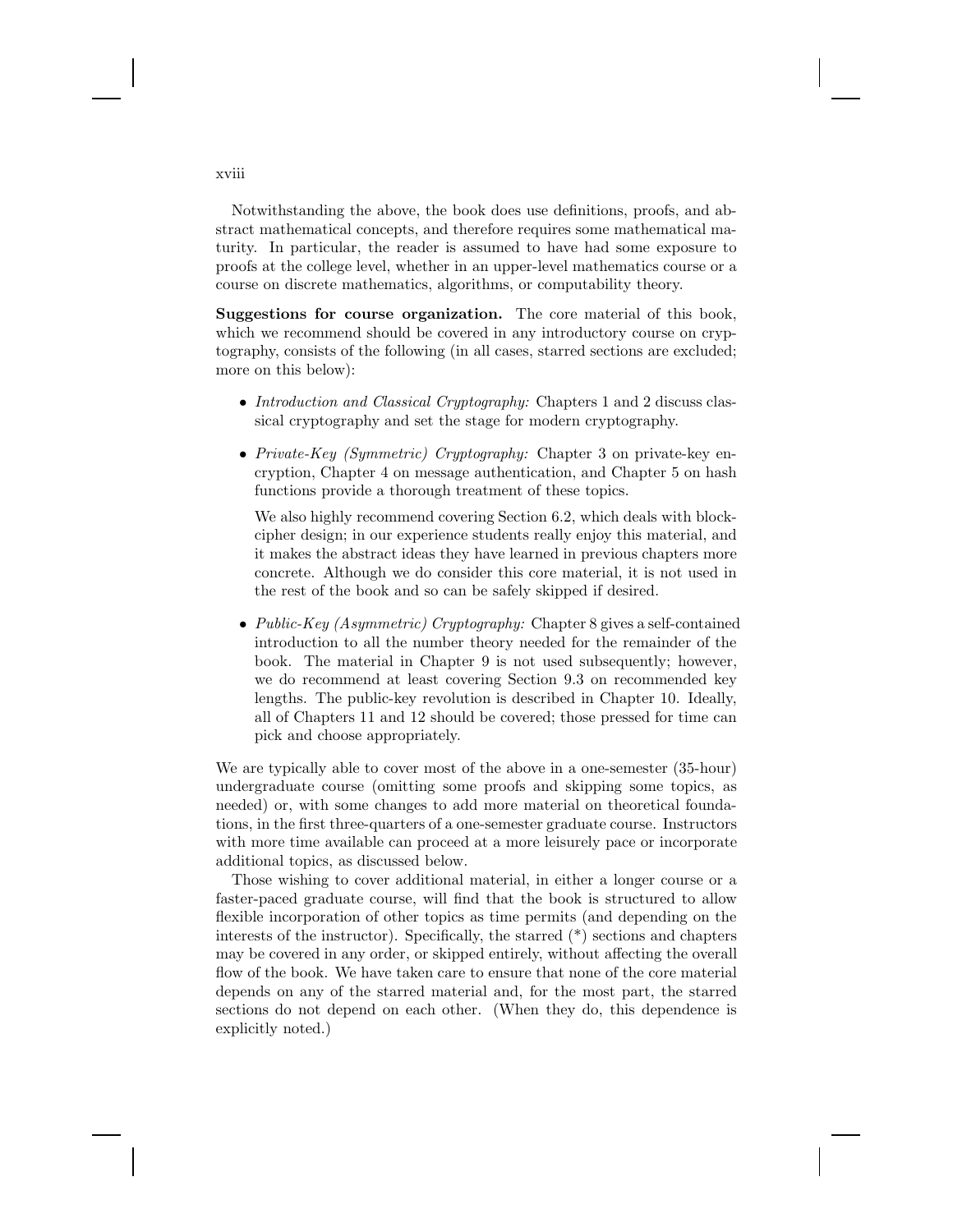Notwithstanding the above, the book does use definitions, proofs, and abstract mathematical concepts, and therefore requires some mathematical maturity. In particular, the reader is assumed to have had some exposure to proofs at the college level, whether in an upper-level mathematics course or a course on discrete mathematics, algorithms, or computability theory.

**Suggestions for course organization.** The core material of this book, which we recommend should be covered in any introductory course on cryptography, consists of the following (in all cases, starred sections are excluded; more on this below):

- *Introduction and Classical Cryptography:* Chapters 1 and 2 discuss classical cryptography and set the stage for modern cryptography.
- *Private-Key (Symmetric) Cryptography:* Chapter 3 on private-key encryption, Chapter 4 on message authentication, and Chapter 5 on hash functions provide a thorough treatment of these topics.

  We also highly recommend covering Section 6.2, which deals with block-cipher design; in our experience students really enjoy this material, and it makes the abstract ideas they have learned in previous chapters more concrete. Although we do consider this core material, it is not used in the rest of the book and so can be safely skipped if desired.
- *Public-Key (Asymmetric) Cryptography:* Chapter 8 gives a self-contained introduction to all the number theory needed for the remainder of the book. The material in Chapter 9 is not used subsequently; however, we do recommend at least covering Section 9.3 on recommended key lengths. The public-key revolution is described in Chapter 10. Ideally, all of Chapters 11 and 12 should be covered; those pressed for time can pick and choose appropriately.

We are typically able to cover most of the above in a one-semester (35-hour) undergraduate course (omitting some proofs and skipping some topics, as needed) or, with some changes to add more material on theoretical foundations, in the first three-quarters of a one-semester graduate course. Instructors with more time available can proceed at a more leisurely pace or incorporate additional topics, as discussed below.

Those wishing to cover additional material, in either a longer course or a faster-paced graduate course, will find that the book is structured to allow flexible incorporation of other topics as time permits (and depending on the interests of the instructor). Specifically, the starred (*) sections and chapters may be covered in any order, or skipped entirely, without affecting the overall flow of the book. We have taken care to ensure that none of the core material depends on any of the starred material and, for the most part, the starred sections do not depend on each other. (When they do, this dependence is explicitly noted.)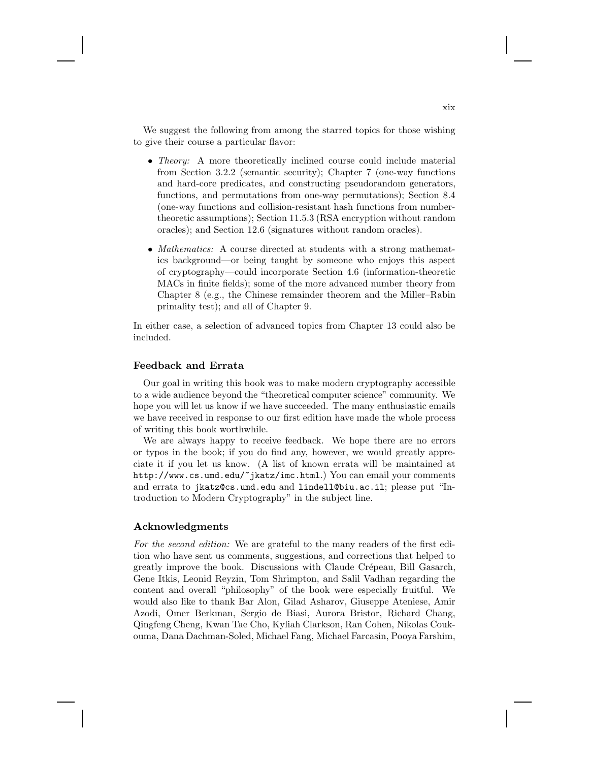We suggest the following from among the starred topics for those wishing to give their course a particular flavor:

- *Theory:* A more theoretically inclined course could include material from Section 3.2.2 (semantic security); Chapter 7 (one-way functions and hard-core predicates, and constructing pseudorandom generators, functions, and permutations from one-way permutations); Section 8.4 (one-way functions and collision-resistant hash functions from number-theoretic assumptions); Section 11.5.3 (RSA encryption without random oracles); and Section 12.6 (signatures without random oracles).

- *Mathematics:* A course directed at students with a strong mathematics background—or being taught by someone who enjoys this aspect of cryptography—could incorporate Section 4.6 (information-theoretic MACs in finite fields); some of the more advanced number theory from Chapter 8 (e.g., the Chinese remainder theorem and the Miller–Rabin primality test); and all of Chapter 9.

In either case, a selection of advanced topics from Chapter 13 could also be included.

### Feedback and Errata

Our goal in writing this book was to make modern cryptography accessible to a wide audience beyond the "theoretical computer science" community. We hope you will let us know if we have succeeded. The many enthusiastic emails we have received in response to our first edition have made the whole process of writing this book worthwhile.

We are always happy to receive feedback. We hope there are no errors or typos in the book; if you do find any, however, we would greatly appreciate it if you let us know. (A list of known errata will be maintained at `http://www.cs.umd.edu/~jkatz/imc.html`.) You can email your comments and errata to `jkatz@cs.umd.edu` and `lindell@biu.ac.il`; please put "Introduction to Modern Cryptography" in the subject line.

### Acknowledgments

*For the second edition:* We are grateful to the many readers of the first edition who have sent us comments, suggestions, and corrections that helped to greatly improve the book. Discussions with Claude Crépeau, Bill Gasarch, Gene Itkis, Leonid Reyzin, Tom Shrimpton, and Salil Vadhan regarding the content and overall "philosophy" of the book were especially fruitful. We would also like to thank Bar Alon, Gilad Asharov, Giuseppe Ateniese, Amir Azodi, Omer Berkman, Sergio de Biasi, Aurora Bristor, Richard Chang, Qingfeng Cheng, Kwan Tae Cho, Kyliah Clarkson, Ran Cohen, Nikolas Coukouma, Dana Dachman-Soled, Michael Fang, Michael Farcasin, Pooya Farshim,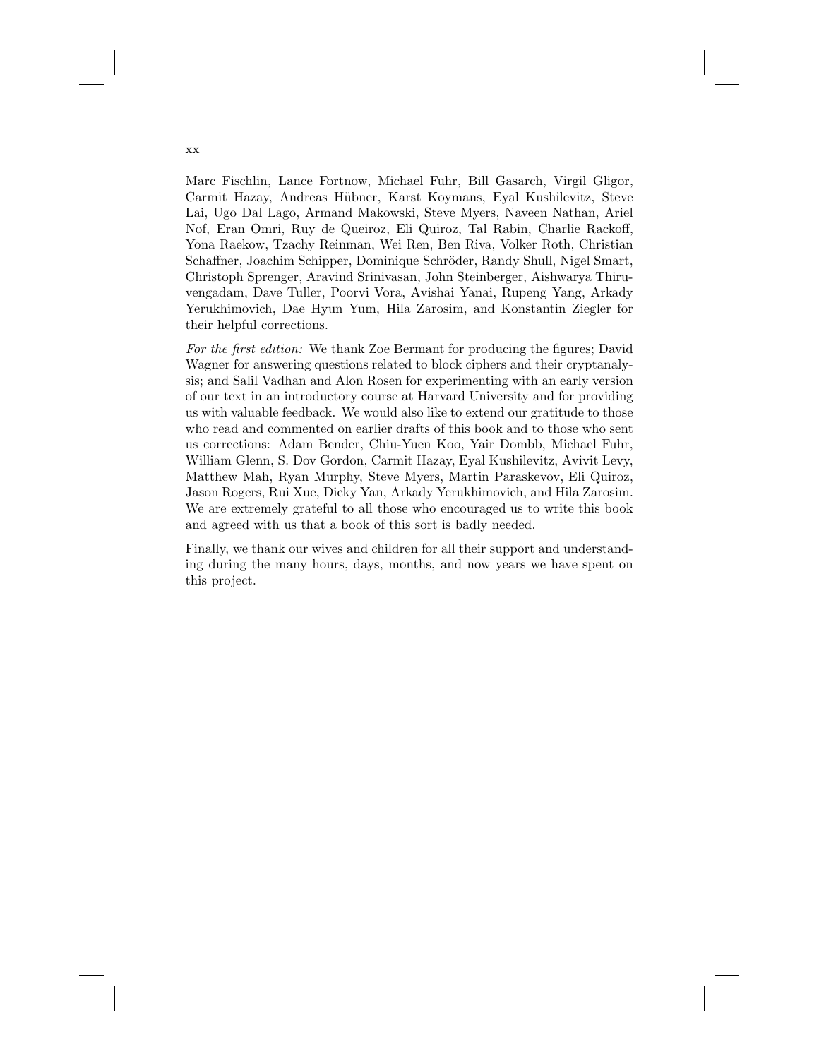Marc Fischlin, Lance Fortnow, Michael Fuhr, Bill Gasarch, Virgil Gligor, Carmit Hazay, Andreas Hübner, Karst Koymans, Eyal Kushilevitz, Steve Lai, Ugo Dal Lago, Armand Makowski, Steve Myers, Naveen Nathan, Ariel Nof, Eran Omri, Ruy de Queiroz, Eli Quiroz, Tal Rabin, Charlie Rackoff, Yona Raekow, Tzachy Reinman, Wei Ren, Ben Riva, Volker Roth, Christian Schaffner, Joachim Schipper, Dominique Schröder, Randy Shull, Nigel Smart, Christoph Sprenger, Aravind Srinivasan, John Steinberger, Aishwarya Thiruvengadam, Dave Tuller, Poorvi Vora, Avishai Yanai, Rupeng Yang, Arkady Yerukhimovich, Dae Hyun Yum, Hila Zarosim, and Konstantin Ziegler for their helpful corrections.

*For the first edition:* We thank Zoe Bermant for producing the figures; David Wagner for answering questions related to block ciphers and their cryptanalysis; and Salil Vadhan and Alon Rosen for experimenting with an early version of our text in an introductory course at Harvard University and for providing us with valuable feedback. We would also like to extend our gratitude to those who read and commented on earlier drafts of this book and to those who sent us corrections: Adam Bender, Chiu-Yuen Koo, Yair Dombb, Michael Fuhr, William Glenn, S. Dov Gordon, Carmit Hazay, Eyal Kushilevitz, Avivit Levy, Matthew Mah, Ryan Murphy, Steve Myers, Martin Paraskevov, Eli Quiroz, Jason Rogers, Rui Xue, Dicky Yan, Arkady Yerukhimovich, and Hila Zarosim. We are extremely grateful to all those who encouraged us to write this book and agreed with us that a book of this sort is badly needed.

Finally, we thank our wives and children for all their support and understanding during the many hours, days, months, and now years we have spent on this project.